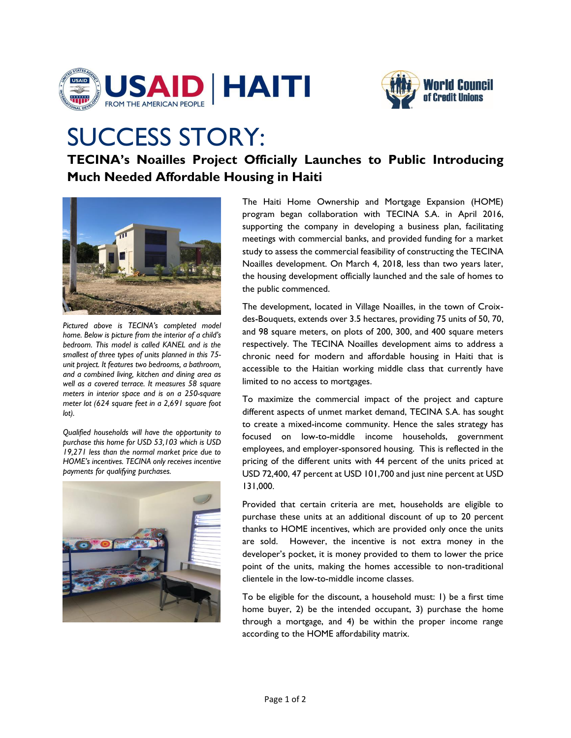# SUCCESS STORY:

## TECINA's Noailles Project Officially Launches to Public Introducing Much Needed Affordable Housing in Haiti

*Pictured above is TECINA's completed model home. Below is picture from the interior of a child's bedroom. This model is called KANEL and is the smallest of three types of units planned in this 75-unit project. It features two bedrooms, a bathroom, and a combined living, kitchen and dining area as well as a covered terrace. It measures 58 square meters in interior space and is on a 250-square meter lot (624 square feet in a 2,691 square foot lot).*

*Qualified households will have the opportunity to purchase this home for USD 53,103 which is USD 19,271 less than the normal market price due to HOME's incentives. TECINA only receives incentive payments for qualifying purchases.*

The Haiti Home Ownership and Mortgage Expansion (HOME) program began collaboration with TECINA S.A. in April 2016, supporting the company in developing a business plan, facilitating meetings with commercial banks, and provided funding for a market study to assess the commercial feasibility of constructing the TECINA Noailles development. On March 4, 2018, less than two years later, the housing development officially launched and the sale of homes to the public commenced.

The development, located in Village Noailles, in the town of Croix-des-Bouquets, extends over 3.5 hectares, providing 75 units of 50, 70, and 98 square meters, on plots of 200, 300, and 400 square meters respectively. The TECINA Noailles development aims to address a chronic need for modern and affordable housing in Haiti that is accessible to the Haitian working middle class that currently have limited to no access to mortgages.

To maximize the commercial impact of the project and capture different aspects of unmet market demand, TECINA S.A. has sought to create a mixed-income community. Hence the sales strategy has focused on low-to-middle income households, government employees, and employer-sponsored housing. This is reflected in the pricing of the different units with 44 percent of the units priced at USD 72,400, 47 percent at USD 101,700 and just nine percent at USD 131,000.

Provided that certain criteria are met, households are eligible to purchase these units at an additional discount of up to 20 percent thanks to HOME incentives, which are provided only once the units are sold. However, the incentive is not extra money in the developer's pocket, it is money provided to them to lower the price point of the units, making the homes accessible to non-traditional clientele in the low-to-middle income classes.

To be eligible for the discount, a household must: 1) be a first time home buyer, 2) be the intended occupant, 3) purchase the home through a mortgage, and 4) be within the proper income range according to the HOME affordability matrix.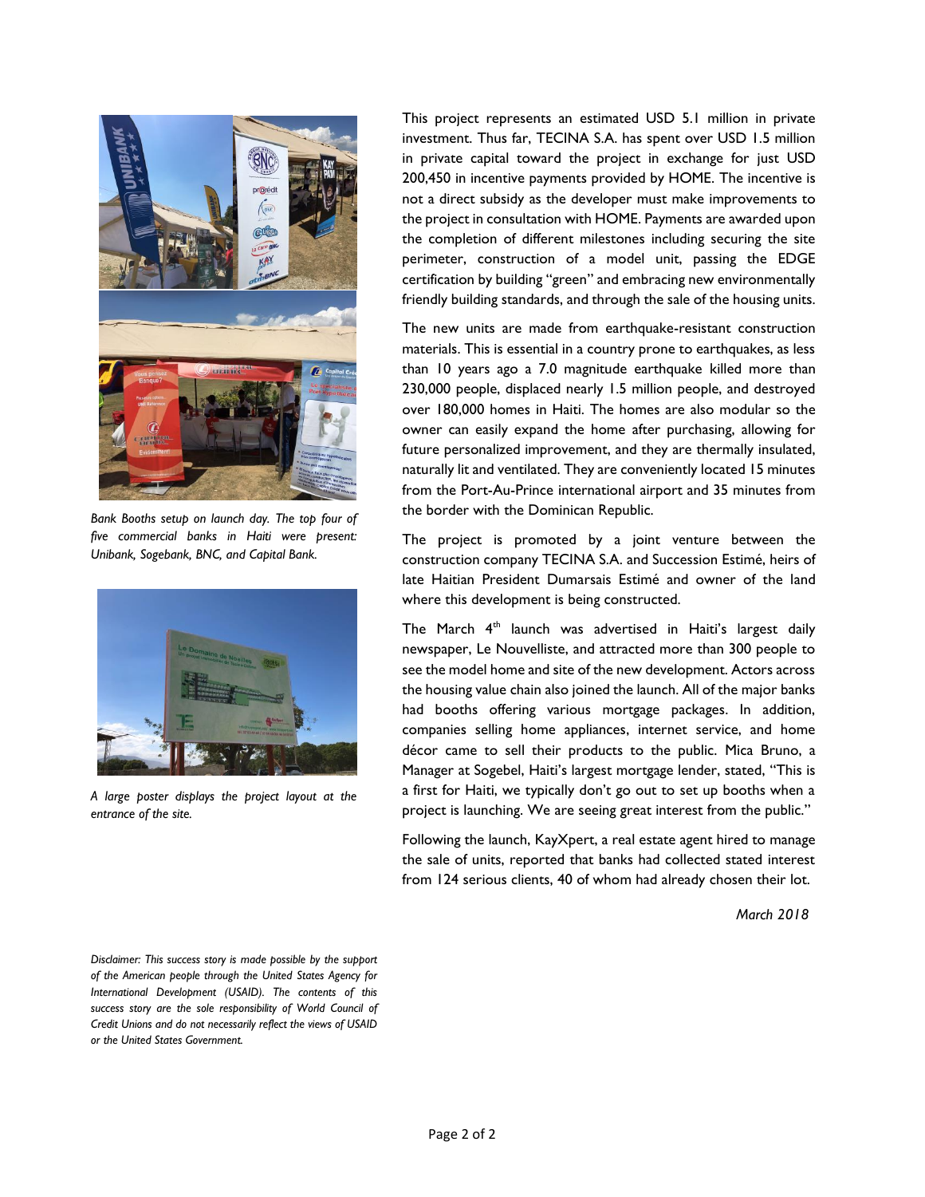*Bank Booths setup on launch day. The top four of five commercial banks in Haiti were present: Unibank, Sogebank, BNC, and Capital Bank.*

*A large poster displays the project layout at the entrance of the site.*

This project represents an estimated USD 5.1 million in private investment. Thus far, TECINA S.A. has spent over USD 1.5 million in private capital toward the project in exchange for just USD 200,450 in incentive payments provided by HOME. The incentive is not a direct subsidy as the developer must make improvements to the project in consultation with HOME. Payments are awarded upon the completion of different milestones including securing the site perimeter, construction of a model unit, passing the EDGE certification by building "green" and embracing new environmentally friendly building standards, and through the sale of the housing units.

The new units are made from earthquake-resistant construction materials. This is essential in a country prone to earthquakes, as less than 10 years ago a 7.0 magnitude earthquake killed more than 230,000 people, displaced nearly 1.5 million people, and destroyed over 180,000 homes in Haiti. The homes are also modular so the owner can easily expand the home after purchasing, allowing for future personalized improvement, and they are thermally insulated, naturally lit and ventilated. They are conveniently located 15 minutes from the Port-Au-Prince international airport and 35 minutes from the border with the Dominican Republic.

The project is promoted by a joint venture between the construction company TECINA S.A. and Succession Estimé, heirs of late Haitian President Dumarsais Estimé and owner of the land where this development is being constructed.

The March 4th launch was advertised in Haiti's largest daily newspaper, Le Nouvelliste, and attracted more than 300 people to see the model home and site of the new development. Actors across the housing value chain also joined the launch. All of the major banks had booths offering various mortgage packages. In addition, companies selling home appliances, internet service, and home décor came to sell their products to the public. Mica Bruno, a Manager at Sogebel, Haiti's largest mortgage lender, stated, "This is a first for Haiti, we typically don't go out to set up booths when a project is launching. We are seeing great interest from the public."

Following the launch, KayXpert, a real estate agent hired to manage the sale of units, reported that banks had collected stated interest from 124 serious clients, 40 of whom had already chosen their lot.

*March 2018*

*Disclaimer: This success story is made possible by the support of the American people through the United States Agency for International Development (USAID). The contents of this success story are the sole responsibility of World Council of Credit Unions and do not necessarily reflect the views of USAID or the United States Government.*